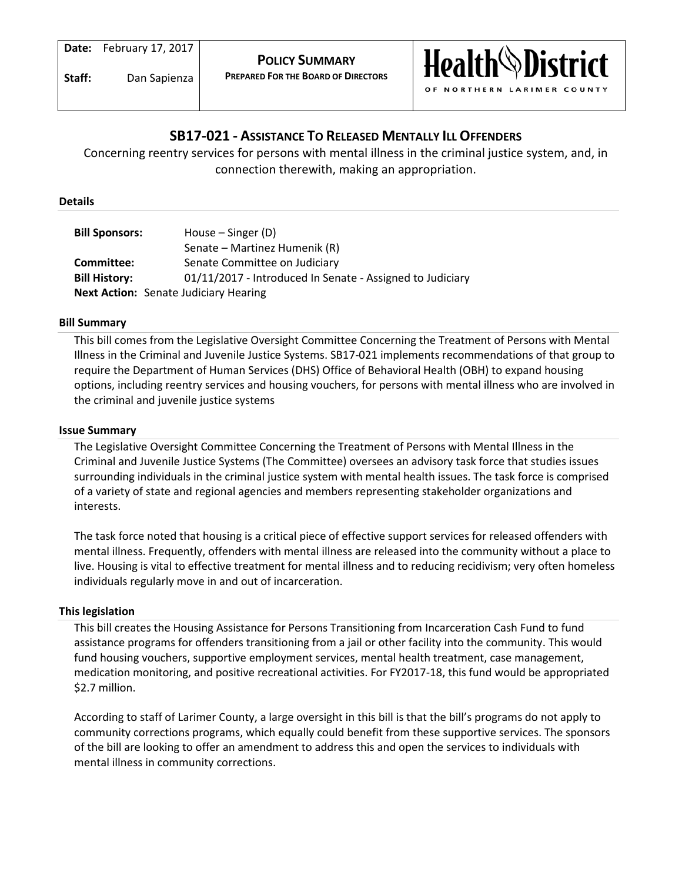| **Date:** February 17, 2017 | **POLICY SUMMARY** | Health District |
|---|---|---|
| **Staff:** Dan Sapienza | **PREPARED FOR THE BOARD OF DIRECTORS** | OF NORTHERN LARIMER COUNTY |

# SB17-021 - ASSISTANCE TO RELEASED MENTALLY ILL OFFENDERS

Concerning reentry services for persons with mental illness in the criminal justice system, and, in connection therewith, making an appropriation.

## Details

**Bill Sponsors:** House – Singer (D)
Senate – Martinez Humenik (R)
**Committee:** Senate Committee on Judiciary
**Bill History:** 01/11/2017 - Introduced In Senate - Assigned to Judiciary
**Next Action:** Senate Judiciary Hearing

## Bill Summary

This bill comes from the Legislative Oversight Committee Concerning the Treatment of Persons with Mental Illness in the Criminal and Juvenile Justice Systems. SB17-021 implements recommendations of that group to require the Department of Human Services (DHS) Office of Behavioral Health (OBH) to expand housing options, including reentry services and housing vouchers, for persons with mental illness who are involved in the criminal and juvenile justice systems

## Issue Summary

The Legislative Oversight Committee Concerning the Treatment of Persons with Mental Illness in the Criminal and Juvenile Justice Systems (The Committee) oversees an advisory task force that studies issues surrounding individuals in the criminal justice system with mental health issues. The task force is comprised of a variety of state and regional agencies and members representing stakeholder organizations and interests.

The task force noted that housing is a critical piece of effective support services for released offenders with mental illness. Frequently, offenders with mental illness are released into the community without a place to live. Housing is vital to effective treatment for mental illness and to reducing recidivism; very often homeless individuals regularly move in and out of incarceration.

## This legislation

This bill creates the Housing Assistance for Persons Transitioning from Incarceration Cash Fund to fund assistance programs for offenders transitioning from a jail or other facility into the community. This would fund housing vouchers, supportive employment services, mental health treatment, case management, medication monitoring, and positive recreational activities. For FY2017-18, this fund would be appropriated $2.7 million.

According to staff of Larimer County, a large oversight in this bill is that the bill's programs do not apply to community corrections programs, which equally could benefit from these supportive services. The sponsors of the bill are looking to offer an amendment to address this and open the services to individuals with mental illness in community corrections.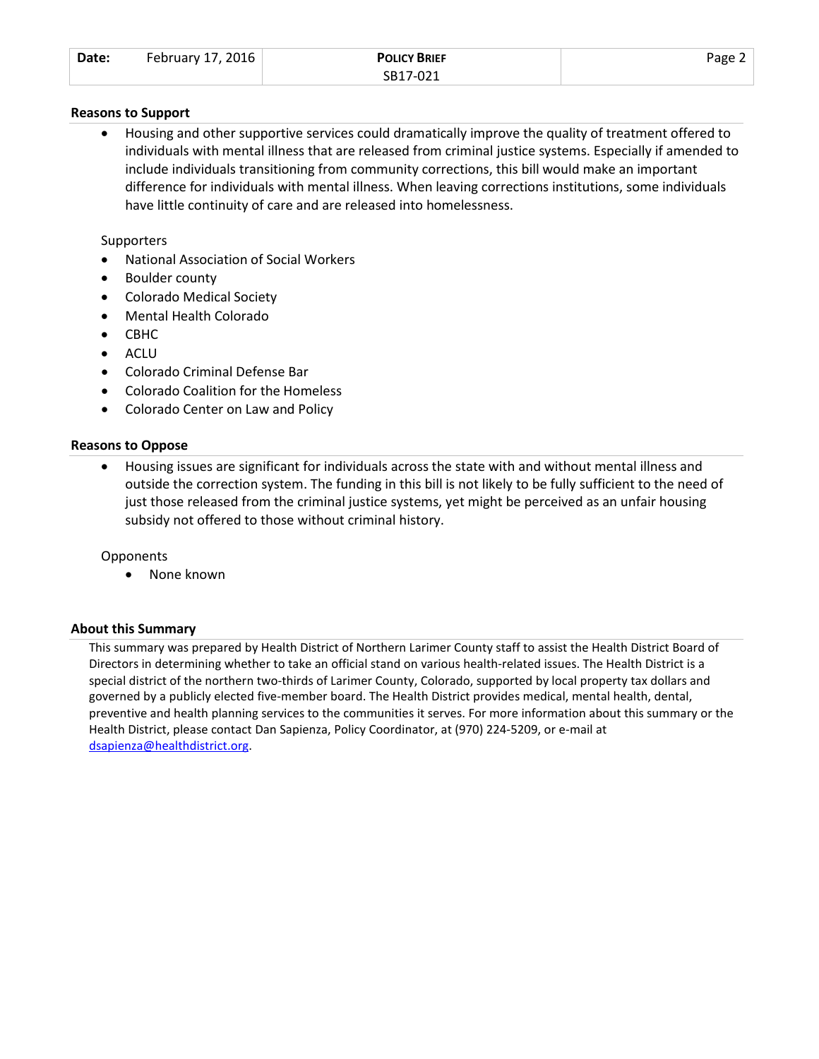## Reasons to Support

- Housing and other supportive services could dramatically improve the quality of treatment offered to individuals with mental illness that are released from criminal justice systems. Especially if amended to include individuals transitioning from community corrections, this bill would make an important difference for individuals with mental illness. When leaving corrections institutions, some individuals have little continuity of care and are released into homelessness.

Supporters

- National Association of Social Workers
- Boulder county
- Colorado Medical Society
- Mental Health Colorado
- CBHC
- ACLU
- Colorado Criminal Defense Bar
- Colorado Coalition for the Homeless
- Colorado Center on Law and Policy

## Reasons to Oppose

- Housing issues are significant for individuals across the state with and without mental illness and outside the correction system. The funding in this bill is not likely to be fully sufficient to the need of just those released from the criminal justice systems, yet might be perceived as an unfair housing subsidy not offered to those without criminal history.

Opponents

- None known

## About this Summary

This summary was prepared by Health District of Northern Larimer County staff to assist the Health District Board of Directors in determining whether to take an official stand on various health-related issues. The Health District is a special district of the northern two-thirds of Larimer County, Colorado, supported by local property tax dollars and governed by a publicly elected five-member board. The Health District provides medical, mental health, dental, preventive and health planning services to the communities it serves. For more information about this summary or the Health District, please contact Dan Sapienza, Policy Coordinator, at (970) 224-5209, or e-mail at dsapienza@healthdistrict.org.